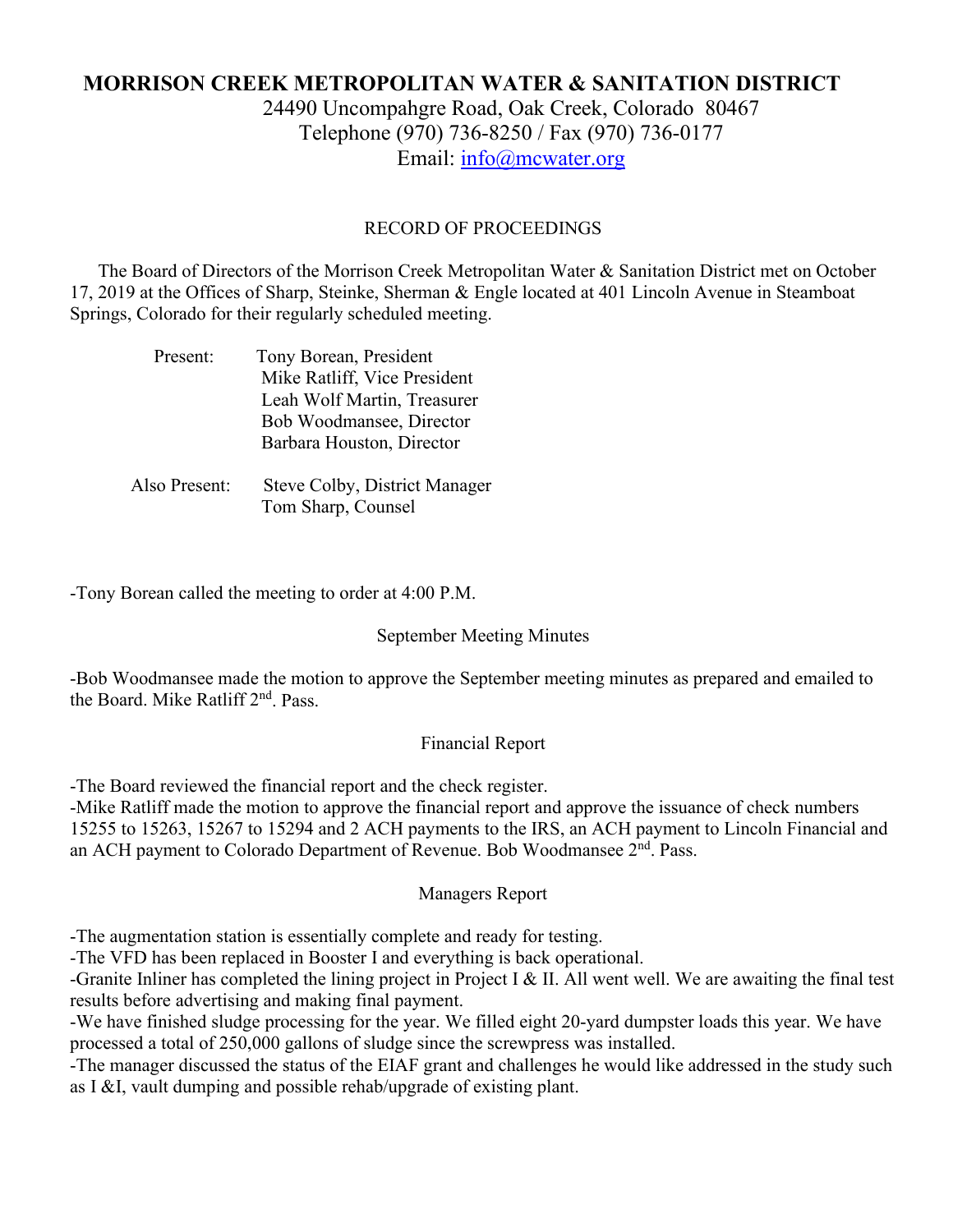# MORRISON CREEK METROPOLITAN WATER & SANITATION DISTRICT

24490 Uncompahgre Road, Oak Creek, Colorado 80467
Telephone (970) 736-8250 / Fax (970) 736-0177
Email: info@mcwater.org

## RECORD OF PROCEEDINGS

The Board of Directors of the Morrison Creek Metropolitan Water & Sanitation District met on October 17, 2019 at the Offices of Sharp, Steinke, Sherman & Engle located at 401 Lincoln Avenue in Steamboat Springs, Colorado for their regularly scheduled meeting.

Present: Tony Borean, President
Mike Ratliff, Vice President
Leah Wolf Martin, Treasurer
Bob Woodmansee, Director
Barbara Houston, Director

Also Present: Steve Colby, District Manager
Tom Sharp, Counsel

-Tony Borean called the meeting to order at 4:00 P.M.

### September Meeting Minutes

-Bob Woodmansee made the motion to approve the September meeting minutes as prepared and emailed to the Board. Mike Ratliff 2nd. Pass.

### Financial Report

-The Board reviewed the financial report and the check register.
-Mike Ratliff made the motion to approve the financial report and approve the issuance of check numbers 15255 to 15263, 15267 to 15294 and 2 ACH payments to the IRS, an ACH payment to Lincoln Financial and an ACH payment to Colorado Department of Revenue. Bob Woodmansee 2nd. Pass.

### Managers Report

-The augmentation station is essentially complete and ready for testing.
-The VFD has been replaced in Booster I and everything is back operational.
-Granite Inliner has completed the lining project in Project I & II. All went well. We are awaiting the final test results before advertising and making final payment.
-We have finished sludge processing for the year. We filled eight 20-yard dumpster loads this year. We have processed a total of 250,000 gallons of sludge since the screwpress was installed.
-The manager discussed the status of the EIAF grant and challenges he would like addressed in the study such as I &I, vault dumping and possible rehab/upgrade of existing plant.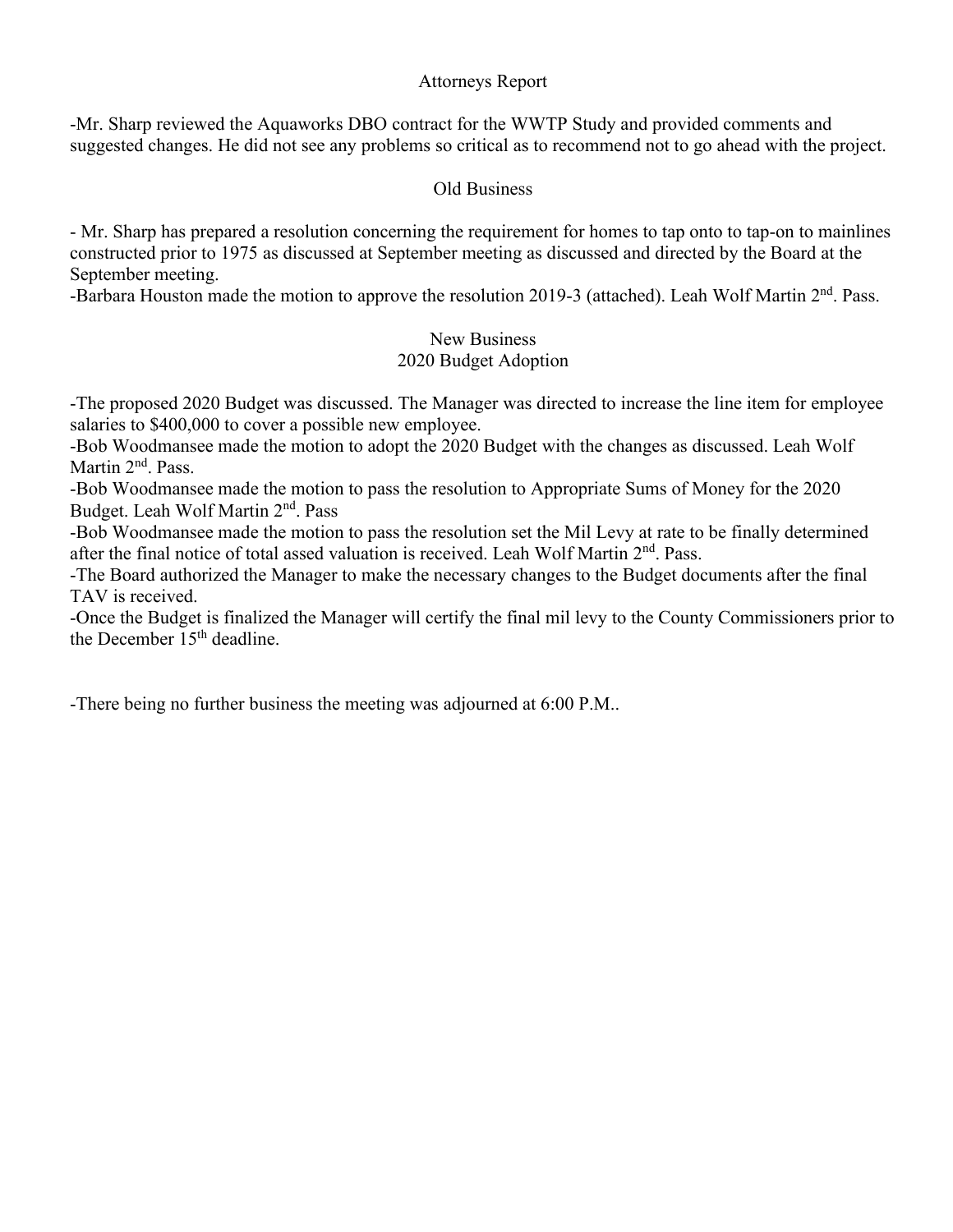## Attorneys Report

-Mr. Sharp reviewed the Aquaworks DBO contract for the WWTP Study and provided comments and suggested changes. He did not see any problems so critical as to recommend not to go ahead with the project.

## Old Business

- Mr. Sharp has prepared a resolution concerning the requirement for homes to tap onto to tap-on to mainlines constructed prior to 1975 as discussed at September meeting as discussed and directed by the Board at the September meeting.

-Barbara Houston made the motion to approve the resolution 2019-3 (attached). Leah Wolf Martin 2nd. Pass.

## New Business

### 2020 Budget Adoption

-The proposed 2020 Budget was discussed. The Manager was directed to increase the line item for employee salaries to $400,000 to cover a possible new employee.

-Bob Woodmansee made the motion to adopt the 2020 Budget with the changes as discussed. Leah Wolf Martin 2nd. Pass.

-Bob Woodmansee made the motion to pass the resolution to Appropriate Sums of Money for the 2020 Budget. Leah Wolf Martin 2nd. Pass

-Bob Woodmansee made the motion to pass the resolution set the Mil Levy at rate to be finally determined after the final notice of total assed valuation is received. Leah Wolf Martin 2nd. Pass.

-The Board authorized the Manager to make the necessary changes to the Budget documents after the final TAV is received.

-Once the Budget is finalized the Manager will certify the final mil levy to the County Commissioners prior to the December 15th deadline.

-There being no further business the meeting was adjourned at 6:00 P.M..